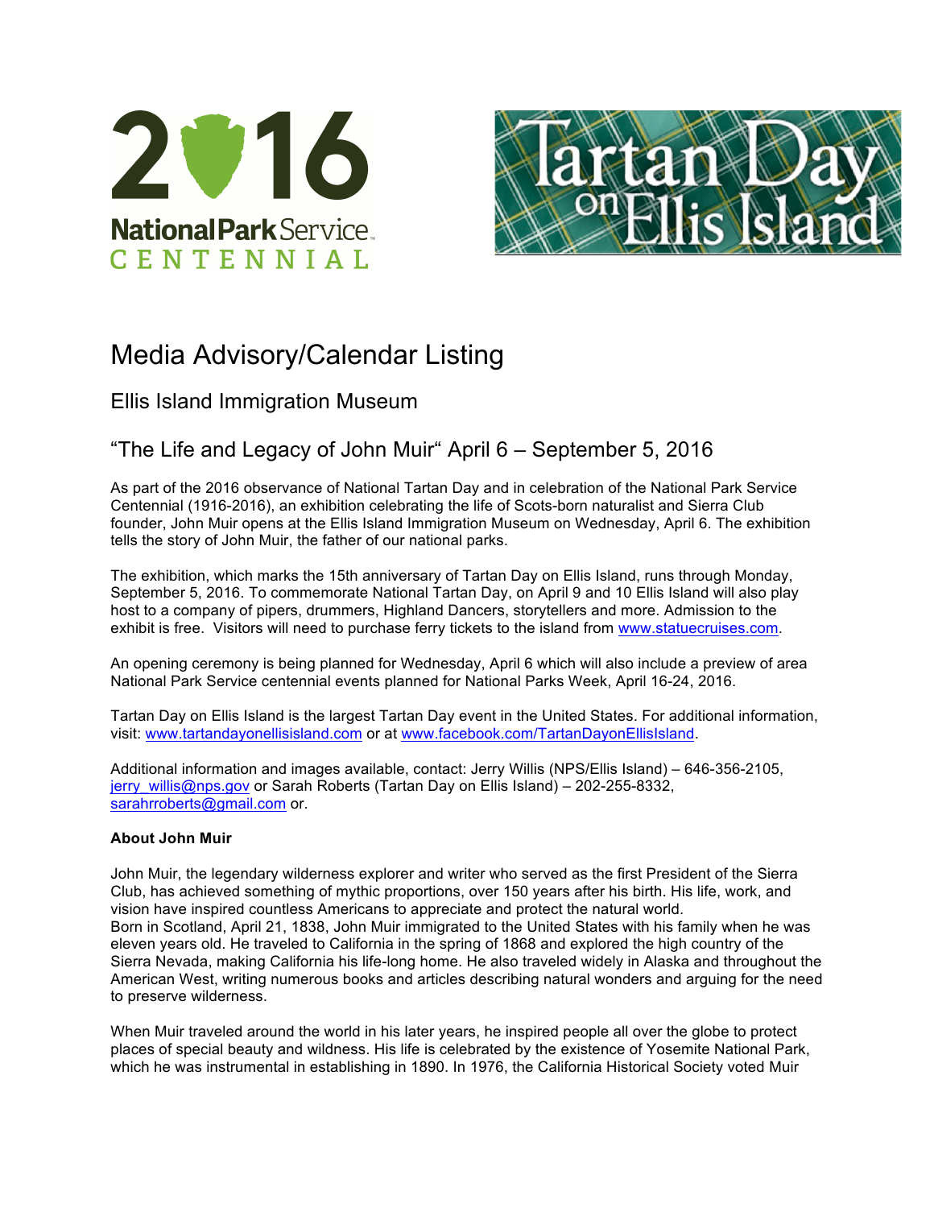2016 National Park Service CENTENNIAL

Tartan Day on Ellis Island

# Media Advisory/Calendar Listing

## Ellis Island Immigration Museum

## "The Life and Legacy of John Muir" April 6 – September 5, 2016

As part of the 2016 observance of National Tartan Day and in celebration of the National Park Service Centennial (1916-2016), an exhibition celebrating the life of Scots-born naturalist and Sierra Club founder, John Muir opens at the Ellis Island Immigration Museum on Wednesday, April 6. The exhibition tells the story of John Muir, the father of our national parks.

The exhibition, which marks the 15th anniversary of Tartan Day on Ellis Island, runs through Monday, September 5, 2016. To commemorate National Tartan Day, on April 9 and 10 Ellis Island will also play host to a company of pipers, drummers, Highland Dancers, storytellers and more. Admission to the exhibit is free. Visitors will need to purchase ferry tickets to the island from www.statuecruises.com.

An opening ceremony is being planned for Wednesday, April 6 which will also include a preview of area National Park Service centennial events planned for National Parks Week, April 16-24, 2016.

Tartan Day on Ellis Island is the largest Tartan Day event in the United States. For additional information, visit: www.tartandayonellisisland.com or at www.facebook.com/TartanDayonEllisIsland.

Additional information and images available, contact: Jerry Willis (NPS/Ellis Island) – 646-356-2105, jerry_willis@nps.gov or Sarah Roberts (Tartan Day on Ellis Island) – 202-255-8332, sarahrroberts@gmail.com or.

**About John Muir**

John Muir, the legendary wilderness explorer and writer who served as the first President of the Sierra Club, has achieved something of mythic proportions, over 150 years after his birth. His life, work, and vision have inspired countless Americans to appreciate and protect the natural world.
Born in Scotland, April 21, 1838, John Muir immigrated to the United States with his family when he was eleven years old. He traveled to California in the spring of 1868 and explored the high country of the Sierra Nevada, making California his life-long home. He also traveled widely in Alaska and throughout the American West, writing numerous books and articles describing natural wonders and arguing for the need to preserve wilderness.

When Muir traveled around the world in his later years, he inspired people all over the globe to protect places of special beauty and wildness. His life is celebrated by the existence of Yosemite National Park, which he was instrumental in establishing in 1890. In 1976, the California Historical Society voted Muir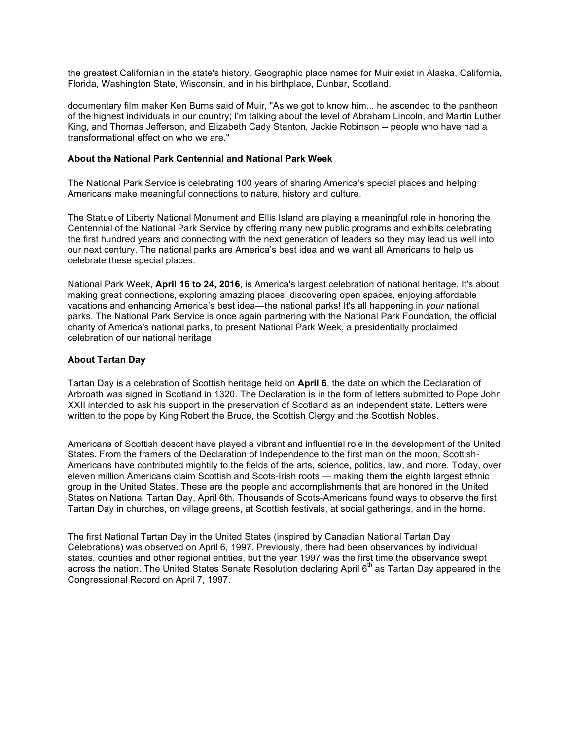the greatest Californian in the state's history. Geographic place names for Muir exist in Alaska, California, Florida, Washington State, Wisconsin, and in his birthplace, Dunbar, Scotland.

documentary film maker Ken Burns said of Muir, "As we got to know him... he ascended to the pantheon of the highest individuals in our country; I'm talking about the level of Abraham Lincoln, and Martin Luther King, and Thomas Jefferson, and Elizabeth Cady Stanton, Jackie Robinson -- people who have had a transformational effect on who we are."

**About the National Park Centennial and National Park Week**

The National Park Service is celebrating 100 years of sharing America's special places and helping Americans make meaningful connections to nature, history and culture.

The Statue of Liberty National Monument and Ellis Island are playing a meaningful role in honoring the Centennial of the National Park Service by offering many new public programs and exhibits celebrating the first hundred years and connecting with the next generation of leaders so they may lead us well into our next century. The national parks are America's best idea and we want all Americans to help us celebrate these special places.

National Park Week, **April 16 to 24, 2016**, is America's largest celebration of national heritage. It's about making great connections, exploring amazing places, discovering open spaces, enjoying affordable vacations and enhancing America's best idea—the national parks! It's all happening in *your* national parks. The National Park Service is once again partnering with the National Park Foundation, the official charity of America's national parks, to present National Park Week, a presidentially proclaimed celebration of our national heritage

**About Tartan Day**

Tartan Day is a celebration of Scottish heritage held on **April 6**, the date on which the Declaration of Arbroath was signed in Scotland in 1320. The Declaration is in the form of letters submitted to Pope John XXII intended to ask his support in the preservation of Scotland as an independent state. Letters were written to the pope by King Robert the Bruce, the Scottish Clergy and the Scottish Nobles.

Americans of Scottish descent have played a vibrant and influential role in the development of the United States. From the framers of the Declaration of Independence to the first man on the moon, Scottish-Americans have contributed mightily to the fields of the arts, science, politics, law, and more. Today, over eleven million Americans claim Scottish and Scots-Irish roots — making them the eighth largest ethnic group in the United States. These are the people and accomplishments that are honored in the United States on National Tartan Day, April 6th. Thousands of Scots-Americans found ways to observe the first Tartan Day in churches, on village greens, at Scottish festivals, at social gatherings, and in the home.

The first National Tartan Day in the United States (inspired by Canadian National Tartan Day Celebrations) was observed on April 6, 1997. Previously, there had been observances by individual states, counties and other regional entities, but the year 1997 was the first time the observance swept across the nation. The United States Senate Resolution declaring April 6th as Tartan Day appeared in the Congressional Record on April 7, 1997.